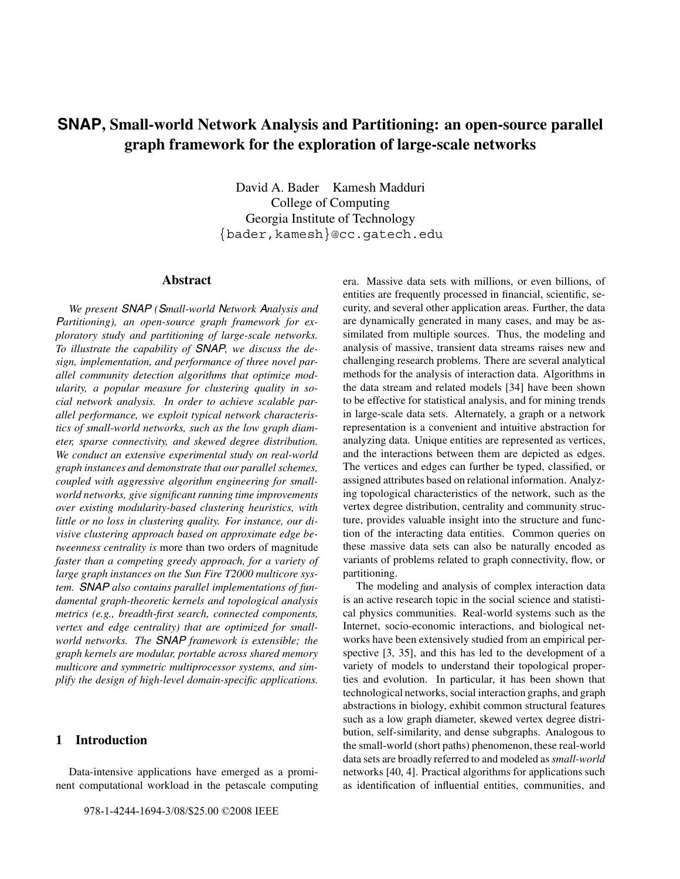# **SNAP**, Small-world Network Analysis and Partitioning: an open-source parallel graph framework for the exploration of large-scale networks

David A. Bader    Kamesh Madduri
College of Computing
Georgia Institute of Technology
{bader,kamesh}@cc.gatech.edu

## Abstract

*We present SNAP (Small-world Network Analysis and Partitioning), an open-source graph framework for exploratory study and partitioning of large-scale networks. To illustrate the capability of SNAP, we discuss the design, implementation, and performance of three novel parallel community detection algorithms that optimize modularity, a popular measure for clustering quality in social network analysis. In order to achieve scalable parallel performance, we exploit typical network characteristics of small-world networks, such as the low graph diameter, sparse connectivity, and skewed degree distribution. We conduct an extensive experimental study on real-world graph instances and demonstrate that our parallel schemes, coupled with aggressive algorithm engineering for small-world networks, give significant running time improvements over existing modularity-based clustering heuristics, with little or no loss in clustering quality. For instance, our divisive clustering approach based on approximate edge betweenness centrality is* more than two orders of magnitude *faster than a competing greedy approach, for a variety of large graph instances on the Sun Fire T2000 multicore system. SNAP also contains parallel implementations of fundamental graph-theoretic kernels and topological analysis metrics (e.g., breadth-first search, connected components, vertex and edge centrality) that are optimized for small-world networks. The SNAP framework is extensible; the graph kernels are modular, portable across shared memory multicore and symmetric multiprocessor systems, and simplify the design of high-level domain-specific applications.*

## 1 Introduction

Data-intensive applications have emerged as a prominent computational workload in the petascale computing era. Massive data sets with millions, or even billions, of entities are frequently processed in financial, scientific, security, and several other application areas. Further, the data are dynamically generated in many cases, and may be assimilated from multiple sources. Thus, the modeling and analysis of massive, transient data streams raises new and challenging research problems. There are several analytical methods for the analysis of interaction data. Algorithms in the data stream and related models [34] have been shown to be effective for statistical analysis, and for mining trends in large-scale data sets. Alternately, a graph or a network representation is a convenient and intuitive abstraction for analyzing data. Unique entities are represented as vertices, and the interactions between them are depicted as edges. The vertices and edges can further be typed, classified, or assigned attributes based on relational information. Analyzing topological characteristics of the network, such as the vertex degree distribution, centrality and community structure, provides valuable insight into the structure and function of the interacting data entities. Common queries on these massive data sets can also be naturally encoded as variants of problems related to graph connectivity, flow, or partitioning.

The modeling and analysis of complex interaction data is an active research topic in the social science and statistical physics communities. Real-world systems such as the Internet, socio-economic interactions, and biological networks have been extensively studied from an empirical perspective [3, 35], and this has led to the development of a variety of models to understand their topological properties and evolution. In particular, it has been shown that technological networks, social interaction graphs, and graph abstractions in biology, exhibit common structural features such as a low graph diameter, skewed vertex degree distribution, self-similarity, and dense subgraphs. Analogous to the small-world (short paths) phenomenon, these real-world data sets are broadly referred to and modeled as *small-world* networks [40, 4]. Practical algorithms for applications such as identification of influential entities, communities, and

978-1-4244-1694-3/08/$25.00 ©2008 IEEE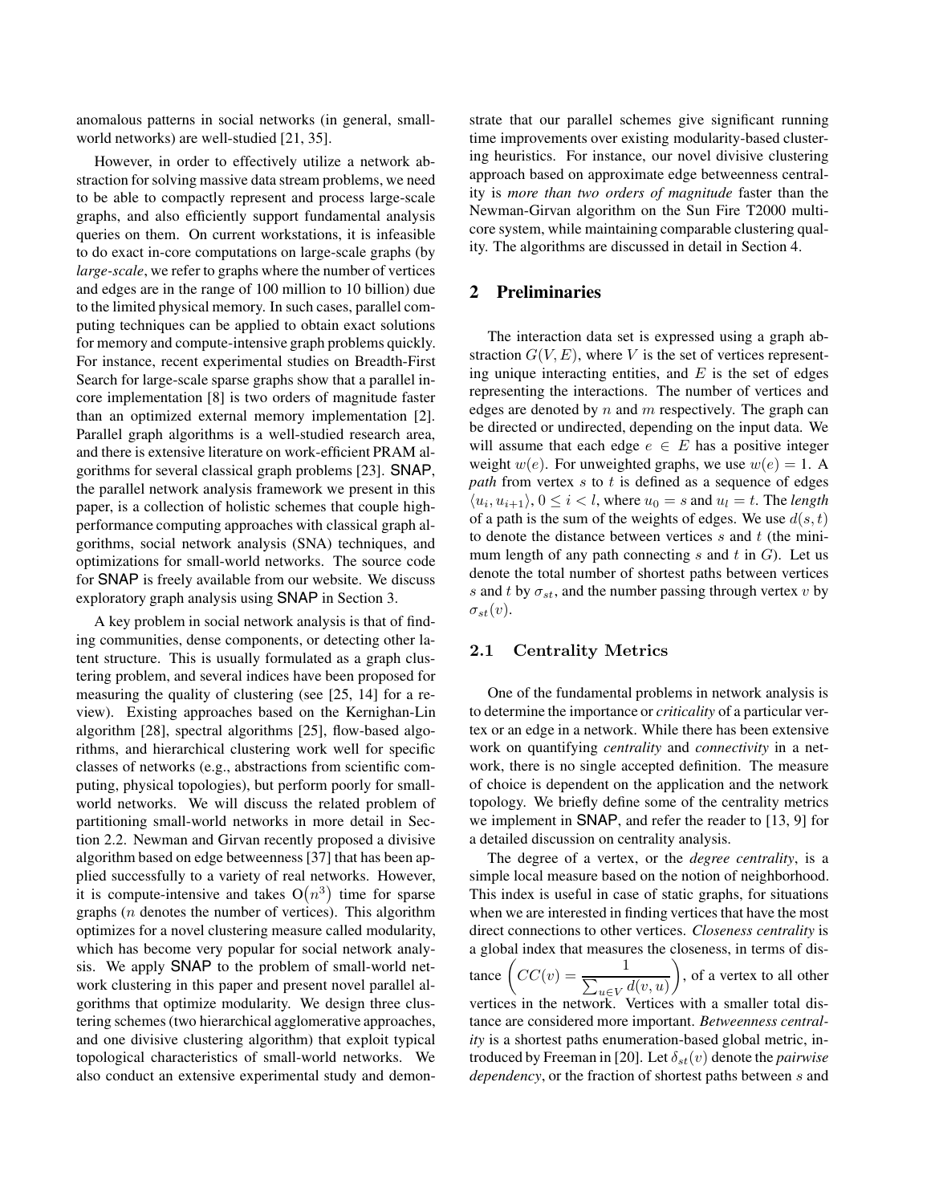anomalous patterns in social networks (in general, small-world networks) are well-studied [21, 35].

However, in order to effectively utilize a network abstraction for solving massive data stream problems, we need to be able to compactly represent and process large-scale graphs, and also efficiently support fundamental analysis queries on them. On current workstations, it is infeasible to do exact in-core computations on large-scale graphs (by *large-scale*, we refer to graphs where the number of vertices and edges are in the range of 100 million to 10 billion) due to the limited physical memory. In such cases, parallel computing techniques can be applied to obtain exact solutions for memory and compute-intensive graph problems quickly. For instance, recent experimental studies on Breadth-First Search for large-scale sparse graphs show that a parallel in-core implementation [8] is two orders of magnitude faster than an optimized external memory implementation [2]. Parallel graph algorithms is a well-studied research area, and there is extensive literature on work-efficient PRAM algorithms for several classical graph problems [23]. SNAP, the parallel network analysis framework we present in this paper, is a collection of holistic schemes that couple high-performance computing approaches with classical graph algorithms, social network analysis (SNA) techniques, and optimizations for small-world networks. The source code for SNAP is freely available from our website. We discuss exploratory graph analysis using SNAP in Section 3.

A key problem in social network analysis is that of finding communities, dense components, or detecting other latent structure. This is usually formulated as a graph clustering problem, and several indices have been proposed for measuring the quality of clustering (see [25, 14] for a review). Existing approaches based on the Kernighan-Lin algorithm [28], spectral algorithms [25], flow-based algorithms, and hierarchical clustering work well for specific classes of networks (e.g., abstractions from scientific computing, physical topologies), but perform poorly for small-world networks. We will discuss the related problem of partitioning small-world networks in more detail in Section 2.2. Newman and Girvan recently proposed a divisive algorithm based on edge betweenness [37] that has been applied successfully to a variety of real networks. However, it is compute-intensive and takes $O(n^3)$ time for sparse graphs ($n$ denotes the number of vertices). This algorithm optimizes for a novel clustering measure called modularity, which has become very popular for social network analysis. We apply SNAP to the problem of small-world network clustering in this paper and present novel parallel algorithms that optimize modularity. We design three clustering schemes (two hierarchical agglomerative approaches, and one divisive clustering algorithm) that exploit typical topological characteristics of small-world networks. We also conduct an extensive experimental study and demonstrate that our parallel schemes give significant running time improvements over existing modularity-based clustering heuristics. For instance, our novel divisive clustering approach based on approximate edge betweenness centrality is *more than two orders of magnitude* faster than the Newman-Girvan algorithm on the Sun Fire T2000 multicore system, while maintaining comparable clustering quality. The algorithms are discussed in detail in Section 4.

## 2 Preliminaries

The interaction data set is expressed using a graph abstraction $G(V, E)$, where $V$ is the set of vertices representing unique interacting entities, and $E$ is the set of edges representing the interactions. The number of vertices and edges are denoted by $n$ and $m$ respectively. The graph can be directed or undirected, depending on the input data. We will assume that each edge $e \in E$ has a positive integer weight $w(e)$. For unweighted graphs, we use $w(e) = 1$. A *path* from vertex $s$ to $t$ is defined as a sequence of edges $\langle u_i, u_{i+1} \rangle$, $0 \leq i < l$, where $u_0 = s$ and $u_l = t$. The *length* of a path is the sum of the weights of edges. We use $d(s, t)$ to denote the distance between vertices $s$ and $t$ (the minimum length of any path connecting $s$ and $t$ in $G$). Let us denote the total number of shortest paths between vertices $s$ and $t$ by $\sigma_{st}$, and the number passing through vertex $v$ by $\sigma_{st}(v)$.

### 2.1 Centrality Metrics

One of the fundamental problems in network analysis is to determine the importance or *criticality* of a particular vertex or an edge in a network. While there has been extensive work on quantifying *centrality* and *connectivity* in a network, there is no single accepted definition. The measure of choice is dependent on the application and the network topology. We briefly define some of the centrality metrics we implement in SNAP, and refer the reader to [13, 9] for a detailed discussion on centrality analysis.

The degree of a vertex, or the *degree centrality*, is a simple local measure based on the notion of neighborhood. This index is useful in case of static graphs, for situations when we are interested in finding vertices that have the most direct connections to other vertices. *Closeness centrality* is a global index that measures the closeness, in terms of distance $\left( CC(v) = \frac{1}{\sum_{u \in V} d(v, u)} \right)$, of a vertex to all other vertices in the network. Vertices with a smaller total distance are considered more important. *Betweenness centrality* is a shortest paths enumeration-based global metric, introduced by Freeman in [20]. Let $\delta_{st}(v)$ denote the *pairwise dependency*, or the fraction of shortest paths between $s$ and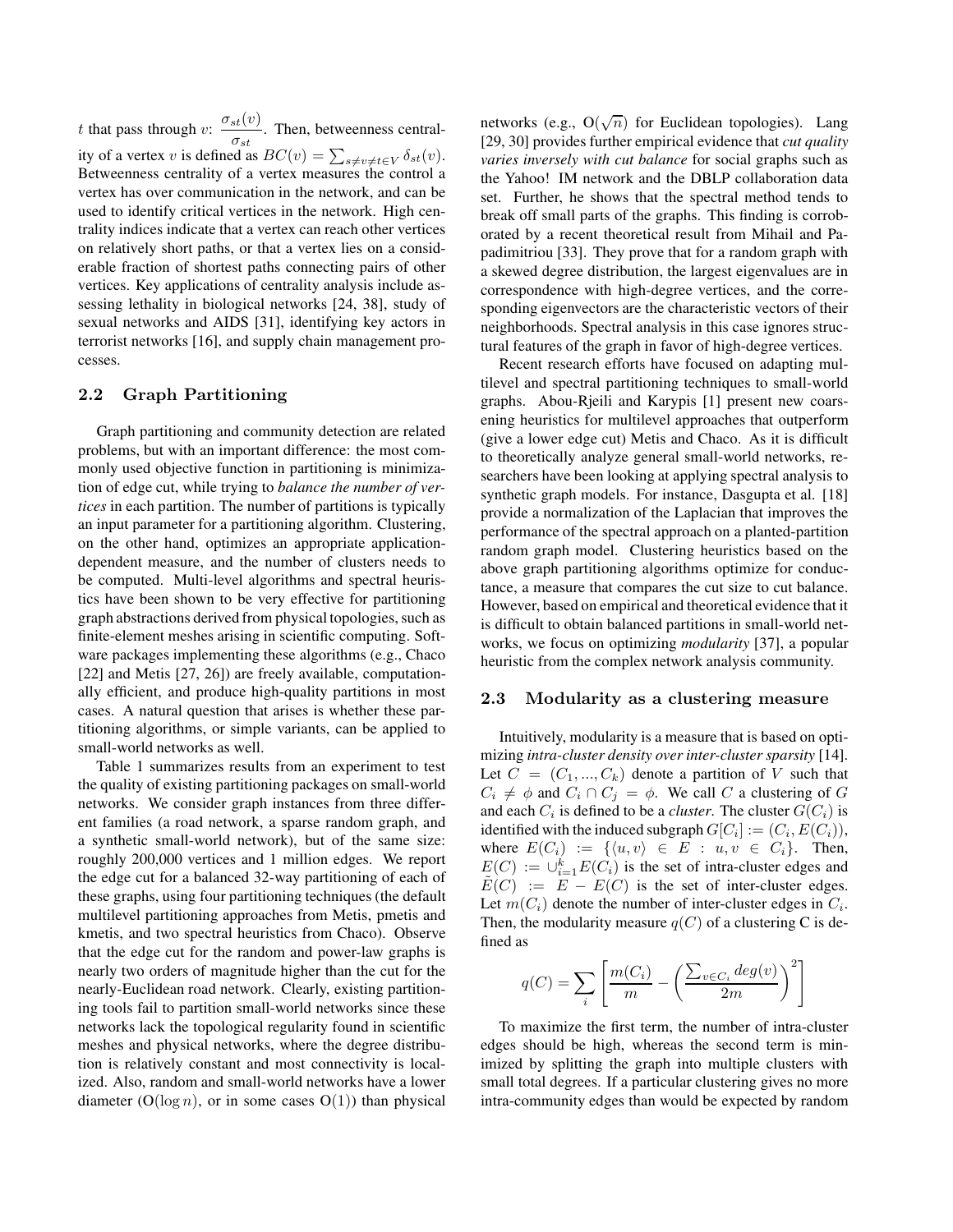$t$ that pass through $v$: $\frac{\sigma_{st}(v)}{\sigma_{st}}$. Then, betweenness centrality of a vertex $v$ is defined as $BC(v) = \sum_{s \neq v \neq t \in V} \delta_{st}(v)$. Betweenness centrality of a vertex measures the control a vertex has over communication in the network, and can be used to identify critical vertices in the network. High centrality indices indicate that a vertex can reach other vertices on relatively short paths, or that a vertex lies on a considerable fraction of shortest paths connecting pairs of other vertices. Key applications of centrality analysis include assessing lethality in biological networks [24, 38], study of sexual networks and AIDS [31], identifying key actors in terrorist networks [16], and supply chain management processes.

### 2.2 Graph Partitioning

Graph partitioning and community detection are related problems, but with an important difference: the most commonly used objective function in partitioning is minimization of edge cut, while trying to *balance the number of vertices* in each partition. The number of partitions is typically an input parameter for a partitioning algorithm. Clustering, on the other hand, optimizes an appropriate application-dependent measure, and the number of clusters needs to be computed. Multi-level algorithms and spectral heuristics have been shown to be very effective for partitioning graph abstractions derived from physical topologies, such as finite-element meshes arising in scientific computing. Software packages implementing these algorithms (e.g., Chaco [22] and Metis [27, 26]) are freely available, computationally efficient, and produce high-quality partitions in most cases. A natural question that arises is whether these partitioning algorithms, or simple variants, can be applied to small-world networks as well.

Table 1 summarizes results from an experiment to test the quality of existing partitioning packages on small-world networks. We consider graph instances from three different families (a road network, a sparse random graph, and a synthetic small-world network), but of the same size: roughly 200,000 vertices and 1 million edges. We report the edge cut for a balanced 32-way partitioning of each of these graphs, using four partitioning techniques (the default multilevel partitioning approaches from Metis, pmetis and kmetis, and two spectral heuristics from Chaco). Observe that the edge cut for the random and power-law graphs is nearly two orders of magnitude higher than the cut for the nearly-Euclidean road network. Clearly, existing partitioning tools fail to partition small-world networks since these networks lack the topological regularity found in scientific meshes and physical networks, where the degree distribution is relatively constant and most connectivity is localized. Also, random and small-world networks have a lower diameter ($O(\log n)$, or in some cases $O(1)$) than physical networks (e.g., $O(\sqrt{n})$ for Euclidean topologies). Lang [29, 30] provides further empirical evidence that *cut quality varies inversely with cut balance* for social graphs such as the Yahoo! IM network and the DBLP collaboration data set. Further, he shows that the spectral method tends to break off small parts of the graphs. This finding is corroborated by a recent theoretical result from Mihail and Papadimitriou [33]. They prove that for a random graph with a skewed degree distribution, the largest eigenvalues are in correspondence with high-degree vertices, and the corresponding eigenvectors are the characteristic vectors of their neighborhoods. Spectral analysis in this case ignores structural features of the graph in favor of high-degree vertices.

Recent research efforts have focused on adapting multilevel and spectral partitioning techniques to small-world graphs. Abou-Rjeili and Karypis [1] present new coarsening heuristics for multilevel approaches that outperform (give a lower edge cut) Metis and Chaco. As it is difficult to theoretically analyze general small-world networks, researchers have been looking at applying spectral analysis to synthetic graph models. For instance, Dasgupta et al. [18] provide a normalization of the Laplacian that improves the performance of the spectral approach on a planted-partition random graph model. Clustering heuristics based on the above graph partitioning algorithms optimize for conductance, a measure that compares the cut size to cut balance. However, based on empirical and theoretical evidence that it is difficult to obtain balanced partitions in small-world networks, we focus on optimizing *modularity* [37], a popular heuristic from the complex network analysis community.

### 2.3 Modularity as a clustering measure

Intuitively, modularity is a measure that is based on optimizing *intra-cluster density over inter-cluster sparsity* [14]. Let $C = (C_1, ..., C_k)$ denote a partition of $V$ such that $C_i \neq \phi$ and $C_i \cap C_j = \phi$. We call $C$ a clustering of $G$ and each $C_i$ is defined to be a *cluster*. The cluster $G(C_i)$ is identified with the induced subgraph $G[C_i] := (C_i, E(C_i))$, where $E(C_i) := \{\langle u, v \rangle \in E : u, v \in C_i\}$. Then, $E(C) := \cup_{i=1}^{k} E(C_i)$ is the set of intra-cluster edges and $\tilde{E}(C) := E - E(C)$ is the set of inter-cluster edges. Let $m(C_i)$ denote the number of inter-cluster edges in $C_i$. Then, the modularity measure $q(C)$ of a clustering C is defined as

$$q(C) = \sum_i \left[ \frac{m(C_i)}{m} - \left( \frac{\sum_{v \in C_i} deg(v)}{2m} \right)^2 \right]$$

To maximize the first term, the number of intra-cluster edges should be high, whereas the second term is minimized by splitting the graph into multiple clusters with small total degrees. If a particular clustering gives no more intra-community edges than would be expected by random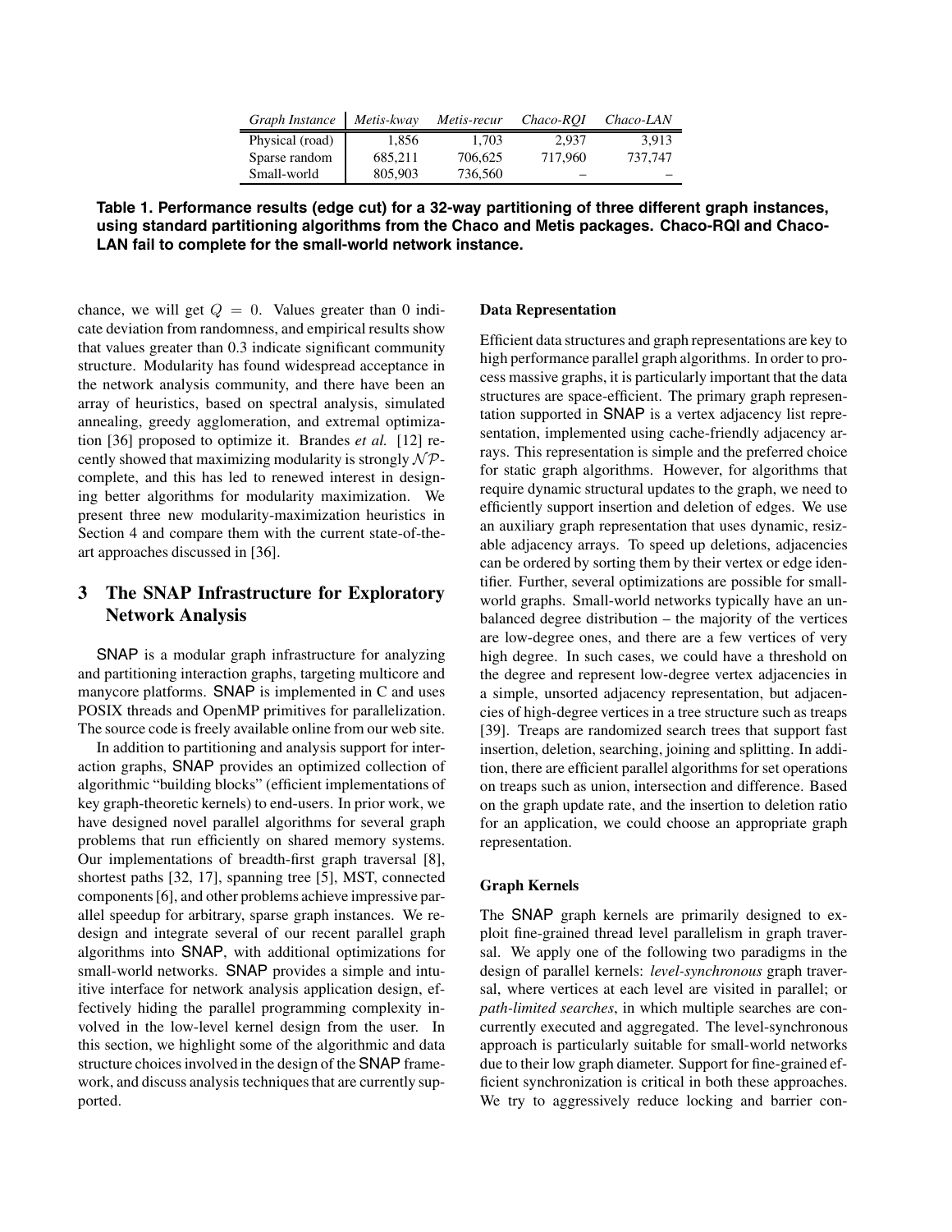| *Graph Instance* | *Metis-kway* | *Metis-recur* | *Chaco-RQI* | *Chaco-LAN* |
|---|---|---|---|---|
| Physical (road) | 1,856 | 1,703 | 2,937 | 3,913 |
| Sparse random | 685,211 | 706,625 | 717,960 | 737,747 |
| Small-world | 805,903 | 736,560 | – | – |

**Table 1. Performance results (edge cut) for a 32-way partitioning of three different graph instances, using standard partitioning algorithms from the Chaco and Metis packages. Chaco-RQI and Chaco-LAN fail to complete for the small-world network instance.**

chance, we will get $Q = 0$. Values greater than 0 indicate deviation from randomness, and empirical results show that values greater than 0.3 indicate significant community structure. Modularity has found widespread acceptance in the network analysis community, and there have been an array of heuristics, based on spectral analysis, simulated annealing, greedy agglomeration, and extremal optimization [36] proposed to optimize it. Brandes *et al.* [12] recently showed that maximizing modularity is strongly $\mathcal{NP}$-complete, and this has led to renewed interest in designing better algorithms for modularity maximization. We present three new modularity-maximization heuristics in Section 4 and compare them with the current state-of-the-art approaches discussed in [36].

## 3 The SNAP Infrastructure for Exploratory Network Analysis

SNAP is a modular graph infrastructure for analyzing and partitioning interaction graphs, targeting multicore and manycore platforms. SNAP is implemented in C and uses POSIX threads and OpenMP primitives for parallelization. The source code is freely available online from our web site.

In addition to partitioning and analysis support for interaction graphs, SNAP provides an optimized collection of algorithmic "building blocks" (efficient implementations of key graph-theoretic kernels) to end-users. In prior work, we have designed novel parallel algorithms for several graph problems that run efficiently on shared memory systems. Our implementations of breadth-first graph traversal [8], shortest paths [32, 17], spanning tree [5], MST, connected components [6], and other problems achieve impressive parallel speedup for arbitrary, sparse graph instances. We redesign and integrate several of our recent parallel graph algorithms into SNAP, with additional optimizations for small-world networks. SNAP provides a simple and intuitive interface for network analysis application design, effectively hiding the parallel programming complexity involved in the low-level kernel design from the user. In this section, we highlight some of the algorithmic and data structure choices involved in the design of the SNAP framework, and discuss analysis techniques that are currently supported.

### Data Representation

Efficient data structures and graph representations are key to high performance parallel graph algorithms. In order to process massive graphs, it is particularly important that the data structures are space-efficient. The primary graph representation supported in SNAP is a vertex adjacency list representation, implemented using cache-friendly adjacency arrays. This representation is simple and the preferred choice for static graph algorithms. However, for algorithms that require dynamic structural updates to the graph, we need to efficiently support insertion and deletion of edges. We use an auxiliary graph representation that uses dynamic, resizable adjacency arrays. To speed up deletions, adjacencies can be ordered by sorting them by their vertex or edge identifier. Further, several optimizations are possible for small-world graphs. Small-world networks typically have an unbalanced degree distribution – the majority of the vertices are low-degree ones, and there are a few vertices of very high degree. In such cases, we could have a threshold on the degree and represent low-degree vertex adjacencies in a simple, unsorted adjacency representation, but adjacencies of high-degree vertices in a tree structure such as treaps [39]. Treaps are randomized search trees that support fast insertion, deletion, searching, joining and splitting. In addition, there are efficient parallel algorithms for set operations on treaps such as union, intersection and difference. Based on the graph update rate, and the insertion to deletion ratio for an application, we could choose an appropriate graph representation.

### Graph Kernels

The SNAP graph kernels are primarily designed to exploit fine-grained thread level parallelism in graph traversal. We apply one of the following two paradigms in the design of parallel kernels: *level-synchronous* graph traversal, where vertices at each level are visited in parallel; or *path-limited searches*, in which multiple searches are concurrently executed and aggregated. The level-synchronous approach is particularly suitable for small-world networks due to their low graph diameter. Support for fine-grained efficient synchronization is critical in both these approaches. We try to aggressively reduce locking and barrier con-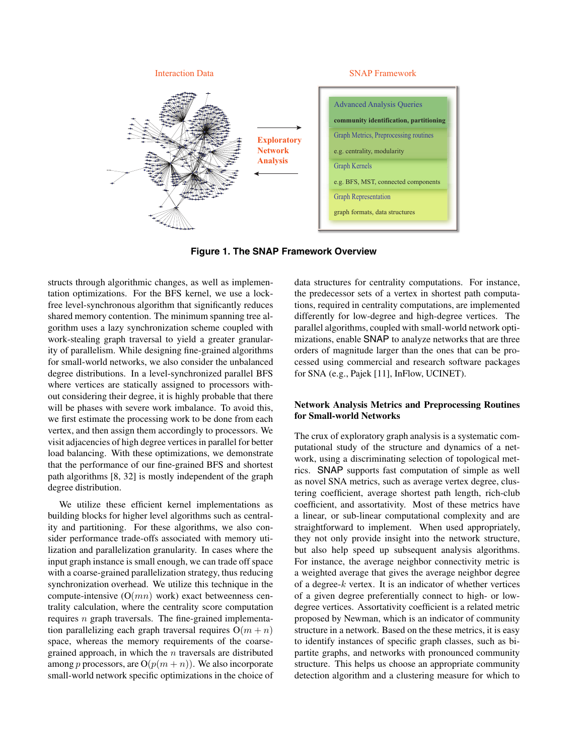Interaction Data

SNAP Framework

Exploratory Network Analysis

Advanced Analysis Queries

community identification, partitioning

Graph Metrics, Preprocessing routines

e.g. centrality, modularity

Graph Kernels

e.g. BFS, MST, connected components

Graph Representation

graph formats, data structures

**Figure 1. The SNAP Framework Overview**

structs through algorithmic changes, as well as implementation optimizations. For the BFS kernel, we use a lock-free level-synchronous algorithm that significantly reduces shared memory contention. The minimum spanning tree algorithm uses a lazy synchronization scheme coupled with work-stealing graph traversal to yield a greater granularity of parallelism. While designing fine-grained algorithms for small-world networks, we also consider the unbalanced degree distributions. In a level-synchronized parallel BFS where vertices are statically assigned to processors without considering their degree, it is highly probable that there will be phases with severe work imbalance. To avoid this, we first estimate the processing work to be done from each vertex, and then assign them accordingly to processors. We visit adjacencies of high degree vertices in parallel for better load balancing. With these optimizations, we demonstrate that the performance of our fine-grained BFS and shortest path algorithms [8, 32] is mostly independent of the graph degree distribution.

We utilize these efficient kernel implementations as building blocks for higher level algorithms such as centrality and partitioning. For these algorithms, we also consider performance trade-offs associated with memory utilization and parallelization granularity. In cases where the input graph instance is small enough, we can trade off space with a coarse-grained parallelization strategy, thus reducing synchronization overhead. We utilize this technique in the compute-intensive ($O(mn)$ work) exact betweenness centrality calculation, where the centrality score computation requires $n$ graph traversals. The fine-grained implementation parallelizing each graph traversal requires $O(m+n)$ space, whereas the memory requirements of the coarse-grained approach, in which the $n$ traversals are distributed among $p$ processors, are $O(p(m+n))$. We also incorporate small-world network specific optimizations in the choice of data structures for centrality computations. For instance, the predecessor sets of a vertex in shortest path computations, required in centrality computations, are implemented differently for low-degree and high-degree vertices. The parallel algorithms, coupled with small-world network optimizations, enable SNAP to analyze networks that are three orders of magnitude larger than the ones that can be processed using commercial and research software packages for SNA (e.g., Pajek [11], InFlow, UCINET).

**Network Analysis Metrics and Preprocessing Routines for Small-world Networks**

The crux of exploratory graph analysis is a systematic computational study of the structure and dynamics of a network, using a discriminating selection of topological metrics. SNAP supports fast computation of simple as well as novel SNA metrics, such as average vertex degree, clustering coefficient, average shortest path length, rich-club coefficient, and assortativity. Most of these metrics have a linear, or sub-linear computational complexity and are straightforward to implement. When used appropriately, they not only provide insight into the network structure, but also help speed up subsequent analysis algorithms. For instance, the average neighbor connectivity metric is a weighted average that gives the average neighbor degree of a degree-$k$ vertex. It is an indicator of whether vertices of a given degree preferentially connect to high- or low-degree vertices. Assortativity coefficient is a related metric proposed by Newman, which is an indicator of community structure in a network. Based on the these metrics, it is easy to identify instances of specific graph classes, such as bipartite graphs, and networks with pronounced community structure. This helps us choose an appropriate community detection algorithm and a clustering measure for which to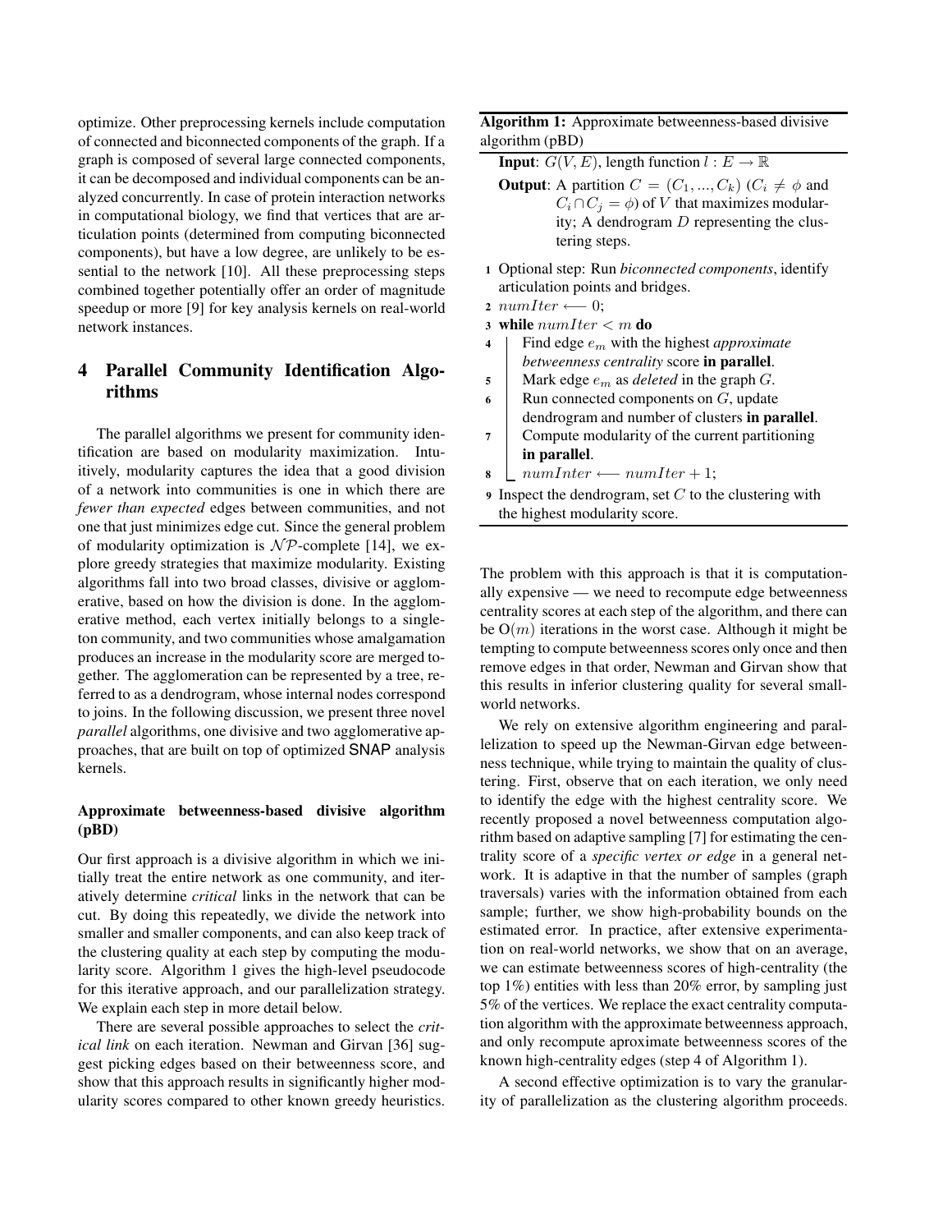optimize. Other preprocessing kernels include computation of connected and biconnected components of the graph. If a graph is composed of several large connected components, it can be decomposed and individual components can be analyzed concurrently. In case of protein interaction networks in computational biology, we find that vertices that are articulation points (determined from computing biconnected components), but have a low degree, are unlikely to be essential to the network [10]. All these preprocessing steps combined together potentially offer an order of magnitude speedup or more [9] for key analysis kernels on real-world network instances.

## 4 Parallel Community Identification Algorithms

The parallel algorithms we present for community identification are based on modularity maximization. Intuitively, modularity captures the idea that a good division of a network into communities is one in which there are *fewer than expected* edges between communities, and not one that just minimizes edge cut. Since the general problem of modularity optimization is $\mathcal{NP}$-complete [14], we explore greedy strategies that maximize modularity. Existing algorithms fall into two broad classes, divisive or agglomerative, based on how the division is done. In the agglomerative method, each vertex initially belongs to a singleton community, and two communities whose amalgamation produces an increase in the modularity score are merged together. The agglomeration can be represented by a tree, referred to as a dendrogram, whose internal nodes correspond to joins. In the following discussion, we present three novel *parallel* algorithms, one divisive and two agglomerative approaches, that are built on top of optimized SNAP analysis kernels.

**Approximate betweenness-based divisive algorithm (pBD)**

Our first approach is a divisive algorithm in which we initially treat the entire network as one community, and iteratively determine *critical* links in the network that can be cut. By doing this repeatedly, we divide the network into smaller and smaller components, and can also keep track of the clustering quality at each step by computing the modularity score. Algorithm 1 gives the high-level pseudocode for this iterative approach, and our parallelization strategy. We explain each step in more detail below.

There are several possible approaches to select the *critical link* on each iteration. Newman and Girvan [36] suggest picking edges based on their betweenness score, and show that this approach results in significantly higher modularity scores compared to other known greedy heuristics.

**Algorithm 1:** Approximate betweenness-based divisive algorithm (pBD)

**Input**: $G(V, E)$, length function $l : E \rightarrow \mathbb{R}$

**Output**: A partition $C = (C_1, ..., C_k)$ ($C_i \neq \phi$ and $C_i \cap C_j = \phi$) of $V$ that maximizes modularity; A dendrogram $D$ representing the clustering steps.

```
1 Optional step: Run biconnected components, identify
  articulation points and bridges.
2 numIter ← 0;
3 while numIter < m do
4     Find edge e_m with the highest approximate
      betweenness centrality score in parallel.
5     Mark edge e_m as deleted in the graph G.
6     Run connected components on G, update
      dendrogram and number of clusters in parallel.
7     Compute modularity of the current partitioning
      in parallel.
8     numInter ← numIter + 1;
9 Inspect the dendrogram, set C to the clustering with
  the highest modularity score.
```

The problem with this approach is that it is computationally expensive — we need to recompute edge betweenness centrality scores at each step of the algorithm, and there can be $O(m)$ iterations in the worst case. Although it might be tempting to compute betweenness scores only once and then remove edges in that order, Newman and Girvan show that this results in inferior clustering quality for several small-world networks.

We rely on extensive algorithm engineering and parallelization to speed up the Newman-Girvan edge betweenness technique, while trying to maintain the quality of clustering. First, observe that on each iteration, we only need to identify the edge with the highest centrality score. We recently proposed a novel betweenness computation algorithm based on adaptive sampling [7] for estimating the centrality score of a *specific vertex or edge* in a general network. It is adaptive in that the number of samples (graph traversals) varies with the information obtained from each sample; further, we show high-probability bounds on the estimated error. In practice, after extensive experimentation on real-world networks, we show that on an average, we can estimate betweenness scores of high-centrality (the top 1%) entities with less than 20% error, by sampling just 5% of the vertices. We replace the exact centrality computation algorithm with the approximate betweenness approach, and only recompute aproximate betweenness scores of the known high-centrality edges (step 4 of Algorithm 1).

A second effective optimization is to vary the granularity of parallelization as the clustering algorithm proceeds.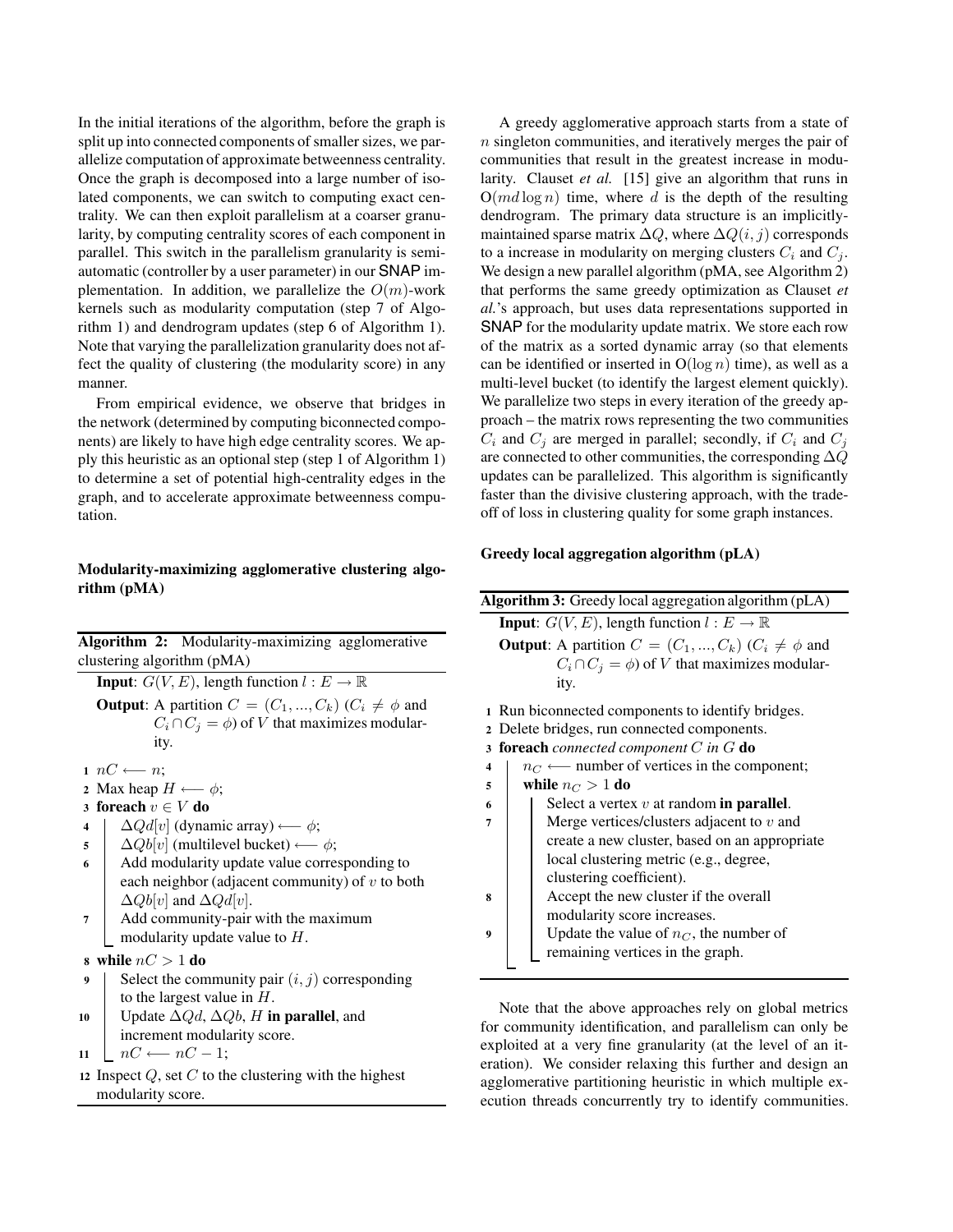In the initial iterations of the algorithm, before the graph is split up into connected components of smaller sizes, we parallelize computation of approximate betweenness centrality. Once the graph is decomposed into a large number of isolated components, we can switch to computing exact centrality. We can then exploit parallelism at a coarser granularity, by computing centrality scores of each component in parallel. This switch in the parallelism granularity is semi-automatic (controller by a user parameter) in our SNAP implementation. In addition, we parallelize the $O(m)$-work kernels such as modularity computation (step 7 of Algorithm 1) and dendrogram updates (step 6 of Algorithm 1). Note that varying the parallelization granularity does not affect the quality of clustering (the modularity score) in any manner.

From empirical evidence, we observe that bridges in the network (determined by computing biconnected components) are likely to have high edge centrality scores. We apply this heuristic as an optional step (step 1 of Algorithm 1) to determine a set of potential high-centrality edges in the graph, and to accelerate approximate betweenness computation.

**Modularity-maximizing agglomerative clustering algorithm (pMA)**

**Algorithm 2:** Modularity-maximizing agglomerative clustering algorithm (pMA)

**Input**: $G(V, E)$, length function $l : E \rightarrow \mathbb{R}$

**Output**: A partition $C = (C_1, ..., C_k)$ ($C_i \neq \phi$ and $C_i \cap C_j = \phi$) of $V$ that maximizes modularity.

1. $nC \longleftarrow n$;
2. Max heap $H \longleftarrow \phi$;
3. **foreach** $v \in V$ **do**
4. $\quad \Delta Qd[v]$ (dynamic array) $\longleftarrow \phi$;
5. $\quad \Delta Qb[v]$ (multilevel bucket) $\longleftarrow \phi$;
6. $\quad$ Add modularity update value corresponding to each neighbor (adjacent community) of $v$ to both $\Delta Qb[v]$ and $\Delta Qd[v]$.
7. $\quad$ Add community-pair with the maximum modularity update value to $H$.
8. **while** $nC > 1$ **do**
9. $\quad$ Select the community pair $(i, j)$ corresponding to the largest value in $H$.
10. $\quad$ Update $\Delta Qd$, $\Delta Qb$, $H$ **in parallel**, and increment modularity score.
11. $\quad nC \longleftarrow nC - 1$;
12. Inspect $Q$, set $C$ to the clustering with the highest modularity score.

A greedy agglomerative approach starts from a state of $n$ singleton communities, and iteratively merges the pair of communities that result in the greatest increase in modularity. Clauset *et al.* [15] give an algorithm that runs in $O(md \log n)$ time, where $d$ is the depth of the resulting dendrogram. The primary data structure is an implicitly-maintained sparse matrix $\Delta Q$, where $\Delta Q(i, j)$ corresponds to a increase in modularity on merging clusters $C_i$ and $C_j$. We design a new parallel algorithm (pMA, see Algorithm 2) that performs the same greedy optimization as Clauset *et al.*'s approach, but uses data representations supported in SNAP for the modularity update matrix. We store each row of the matrix as a sorted dynamic array (so that elements can be identified or inserted in $O(\log n)$ time), as well as a multi-level bucket (to identify the largest element quickly). We parallelize two steps in every iteration of the greedy approach – the matrix rows representing the two communities $C_i$ and $C_j$ are merged in parallel; secondly, if $C_i$ and $C_j$ are connected to other communities, the corresponding $\Delta Q$ updates can be parallelized. This algorithm is significantly faster than the divisive clustering approach, with the trade-off of loss in clustering quality for some graph instances.

**Greedy local aggregation algorithm (pLA)**

**Algorithm 3:** Greedy local aggregation algorithm (pLA)

**Input**: $G(V, E)$, length function $l : E \rightarrow \mathbb{R}$

**Output**: A partition $C = (C_1, ..., C_k)$ ($C_i \neq \phi$ and $C_i \cap C_j = \phi$) of $V$ that maximizes modularity.

1. Run biconnected components to identify bridges.
2. Delete bridges, run connected components.
3. **foreach** *connected component $C$ in $G$* **do**
4. $\quad n_C \longleftarrow$ number of vertices in the component;
5. $\quad$ **while** $n_C > 1$ **do**
6. $\quad\quad$ Select a vertex $v$ at random **in parallel**.
7. $\quad\quad$ Merge vertices/clusters adjacent to $v$ and create a new cluster, based on an appropriate local clustering metric (e.g., degree, clustering coefficient).
8. $\quad\quad$ Accept the new cluster if the overall modularity score increases.
9. $\quad\quad$ Update the value of $n_C$, the number of remaining vertices in the graph.

Note that the above approaches rely on global metrics for community identification, and parallelism can only be exploited at a very fine granularity (at the level of an iteration). We consider relaxing this further and design an agglomerative partitioning heuristic in which multiple execution threads concurrently try to identify communities.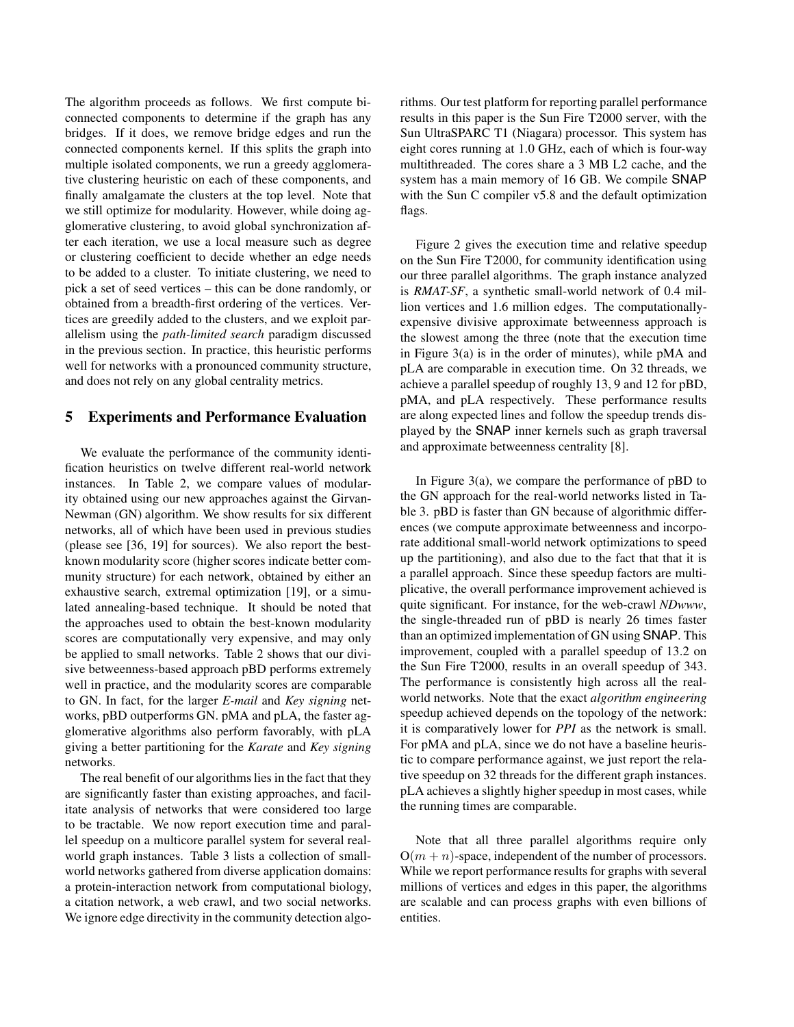The algorithm proceeds as follows. We first compute biconnected components to determine if the graph has any bridges. If it does, we remove bridge edges and run the connected components kernel. If this splits the graph into multiple isolated components, we run a greedy agglomerative clustering heuristic on each of these components, and finally amalgamate the clusters at the top level. Note that we still optimize for modularity. However, while doing agglomerative clustering, to avoid global synchronization after each iteration, we use a local measure such as degree or clustering coefficient to decide whether an edge needs to be added to a cluster. To initiate clustering, we need to pick a set of seed vertices – this can be done randomly, or obtained from a breadth-first ordering of the vertices. Vertices are greedily added to the clusters, and we exploit parallelism using the *path-limited search* paradigm discussed in the previous section. In practice, this heuristic performs well for networks with a pronounced community structure, and does not rely on any global centrality metrics.

## 5 Experiments and Performance Evaluation

We evaluate the performance of the community identification heuristics on twelve different real-world network instances. In Table 2, we compare values of modularity obtained using our new approaches against the Girvan-Newman (GN) algorithm. We show results for six different networks, all of which have been used in previous studies (please see [36, 19] for sources). We also report the best-known modularity score (higher scores indicate better community structure) for each network, obtained by either an exhaustive search, extremal optimization [19], or a simulated annealing-based technique. It should be noted that the approaches used to obtain the best-known modularity scores are computationally very expensive, and may only be applied to small networks. Table 2 shows that our divisive betweenness-based approach pBD performs extremely well in practice, and the modularity scores are comparable to GN. In fact, for the larger *E-mail* and *Key signing* networks, pBD outperforms GN. pMA and pLA, the faster agglomerative algorithms also perform favorably, with pLA giving a better partitioning for the *Karate* and *Key signing* networks.

The real benefit of our algorithms lies in the fact that they are significantly faster than existing approaches, and facilitate analysis of networks that were considered too large to be tractable. We now report execution time and parallel speedup on a multicore parallel system for several real-world graph instances. Table 3 lists a collection of small-world networks gathered from diverse application domains: a protein-interaction network from computational biology, a citation network, a web crawl, and two social networks. We ignore edge directivity in the community detection algorithms. Our test platform for reporting parallel performance results in this paper is the Sun Fire T2000 server, with the Sun UltraSPARC T1 (Niagara) processor. This system has eight cores running at 1.0 GHz, each of which is four-way multithreaded. The cores share a 3 MB L2 cache, and the system has a main memory of 16 GB. We compile SNAP with the Sun C compiler v5.8 and the default optimization flags.

Figure 2 gives the execution time and relative speedup on the Sun Fire T2000, for community identification using our three parallel algorithms. The graph instance analyzed is *RMAT-SF*, a synthetic small-world network of 0.4 million vertices and 1.6 million edges. The computationally-expensive divisive approximate betweenness approach is the slowest among the three (note that the execution time in Figure 3(a) is in the order of minutes), while pMA and pLA are comparable in execution time. On 32 threads, we achieve a parallel speedup of roughly 13, 9 and 12 for pBD, pMA, and pLA respectively. These performance results are along expected lines and follow the speedup trends displayed by the SNAP inner kernels such as graph traversal and approximate betweenness centrality [8].

In Figure 3(a), we compare the performance of pBD to the GN approach for the real-world networks listed in Table 3. pBD is faster than GN because of algorithmic differences (we compute approximate betweenness and incorporate additional small-world network optimizations to speed up the partitioning), and also due to the fact that that it is a parallel approach. Since these speedup factors are multiplicative, the overall performance improvement achieved is quite significant. For instance, for the web-crawl *NDwww*, the single-threaded run of pBD is nearly 26 times faster than an optimized implementation of GN using SNAP. This improvement, coupled with a parallel speedup of 13.2 on the Sun Fire T2000, results in an overall speedup of 343. The performance is consistently high across all the real-world networks. Note that the exact *algorithm engineering* speedup achieved depends on the topology of the network: it is comparatively lower for *PPI* as the network is small. For pMA and pLA, since we do not have a baseline heuristic to compare performance against, we just report the relative speedup on 32 threads for the different graph instances. pLA achieves a slightly higher speedup in most cases, while the running times are comparable.

Note that all three parallel algorithms require only $O(m + n)$-space, independent of the number of processors. While we report performance results for graphs with several millions of vertices and edges in this paper, the algorithms are scalable and can process graphs with even billions of entities.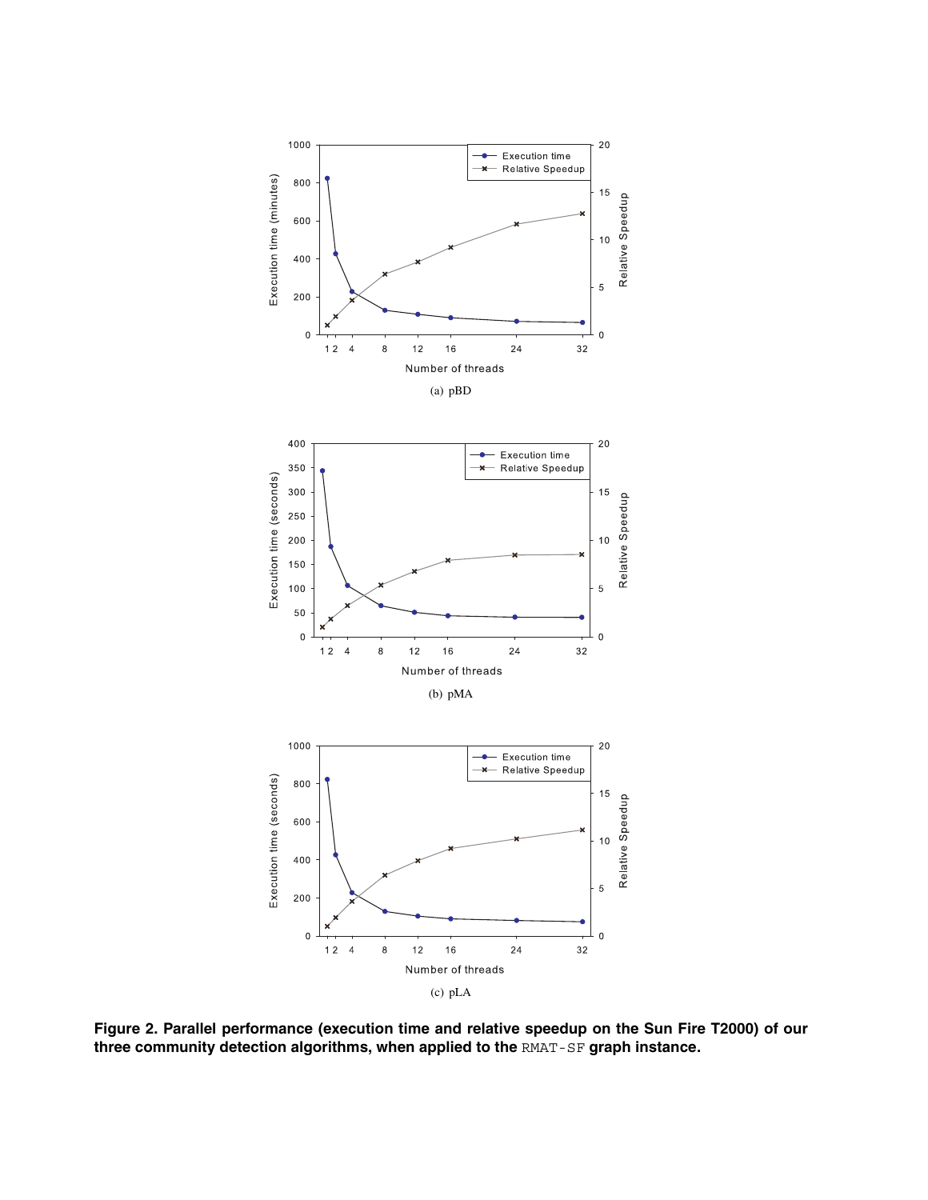(a) pBD

(b) pMA

(c) pLA

**Figure 2. Parallel performance (execution time and relative speedup on the Sun Fire T2000) of our three community detection algorithms, when applied to the RMAT-SF graph instance.**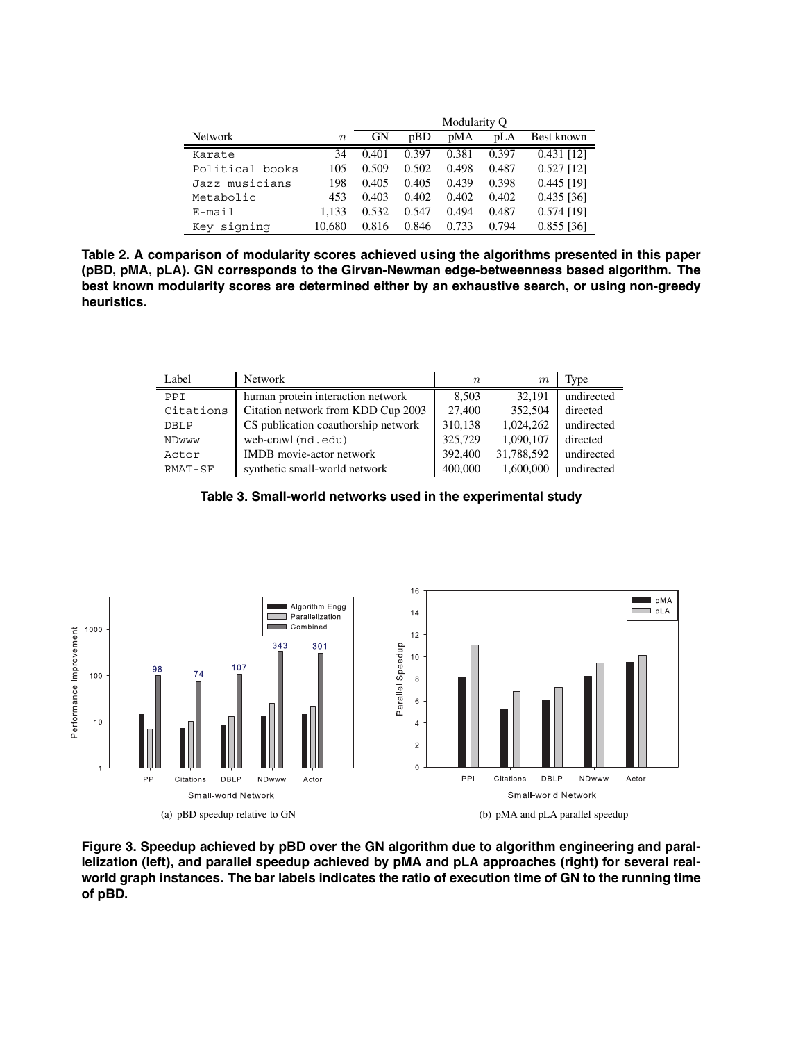| Network | $n$ | Modularity Q | | | | |
|---|---|---|---|---|---|---|
| | | GN | pBD | pMA | pLA | Best known |
| Karate | 34 | 0.401 | 0.397 | 0.381 | 0.397 | 0.431 [12] |
| Political books | 105 | 0.509 | 0.502 | 0.498 | 0.487 | 0.527 [12] |
| Jazz musicians | 198 | 0.405 | 0.405 | 0.439 | 0.398 | 0.445 [19] |
| Metabolic | 453 | 0.403 | 0.402 | 0.402 | 0.402 | 0.435 [36] |
| E-mail | 1,133 | 0.532 | 0.547 | 0.494 | 0.487 | 0.574 [19] |
| Key signing | 10,680 | 0.816 | 0.846 | 0.733 | 0.794 | 0.855 [36] |

**Table 2. A comparison of modularity scores achieved using the algorithms presented in this paper (pBD, pMA, pLA). GN corresponds to the Girvan-Newman edge-betweenness based algorithm. The best known modularity scores are determined either by an exhaustive search, or using non-greedy heuristics.**

| Label | Network | $n$ | $m$ | Type |
|---|---|---|---|---|
| PPI | human protein interaction network | 8,503 | 32,191 | undirected |
| Citations | Citation network from KDD Cup 2003 | 27,400 | 352,504 | directed |
| DBLP | CS publication coauthorship network | 310,138 | 1,024,262 | undirected |
| NDwww | web-crawl (nd.edu) | 325,729 | 1,090,107 | directed |
| Actor | IMDB movie-actor network | 392,400 | 31,788,592 | undirected |
| RMAT-SF | synthetic small-world network | 400,000 | 1,600,000 | undirected |

**Table 3. Small-world networks used in the experimental study**

(a) pBD speedup relative to GN

(b) pMA and pLA parallel speedup

**Figure 3. Speedup achieved by pBD over the GN algorithm due to algorithm engineering and parallelization (left), and parallel speedup achieved by pMA and pLA approaches (right) for several real-world graph instances. The bar labels indicates the ratio of execution time of GN to the running time of pBD.**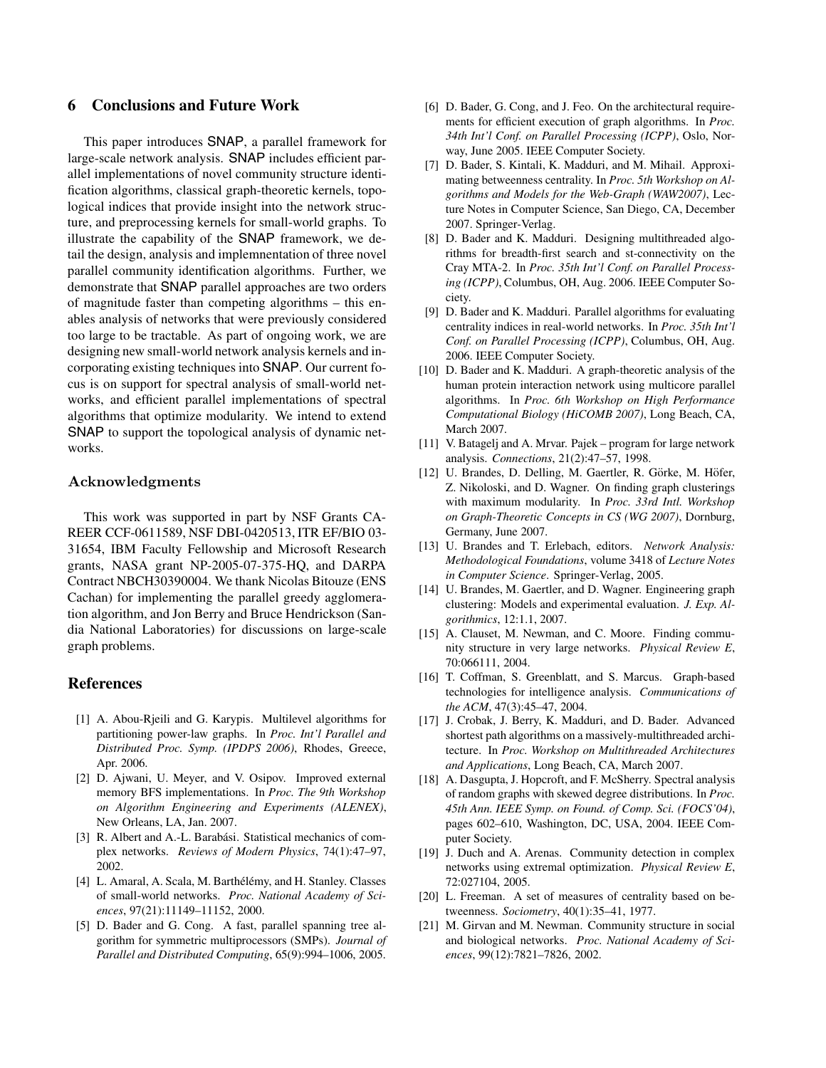## 6 Conclusions and Future Work

This paper introduces SNAP, a parallel framework for large-scale network analysis. SNAP includes efficient parallel implementations of novel community structure identification algorithms, classical graph-theoretic kernels, topological indices that provide insight into the network structure, and preprocessing kernels for small-world graphs. To illustrate the capability of the SNAP framework, we detail the design, analysis and implemnentation of three novel parallel community identification algorithms. Further, we demonstrate that SNAP parallel approaches are two orders of magnitude faster than competing algorithms – this enables analysis of networks that were previously considered too large to be tractable. As part of ongoing work, we are designing new small-world network analysis kernels and incorporating existing techniques into SNAP. Our current focus is on support for spectral analysis of small-world networks, and efficient parallel implementations of spectral algorithms that optimize modularity. We intend to extend SNAP to support the topological analysis of dynamic networks.

### Acknowledgments

This work was supported in part by NSF Grants CAREER CCF-0611589, NSF DBI-0420513, ITR EF/BIO 03-31654, IBM Faculty Fellowship and Microsoft Research grants, NASA grant NP-2005-07-375-HQ, and DARPA Contract NBCH30390004. We thank Nicolas Bitouze (ENS Cachan) for implementing the parallel greedy agglomeration algorithm, and Jon Berry and Bruce Hendrickson (Sandia National Laboratories) for discussions on large-scale graph problems.

## References

[1] A. Abou-Rjeili and G. Karypis. Multilevel algorithms for partitioning power-law graphs. In *Proc. Int'l Parallel and Distributed Proc. Symp. (IPDPS 2006)*, Rhodes, Greece, Apr. 2006.

[2] D. Ajwani, U. Meyer, and V. Osipov. Improved external memory BFS implementations. In *Proc. The 9th Workshop on Algorithm Engineering and Experiments (ALENEX)*, New Orleans, LA, Jan. 2007.

[3] R. Albert and A.-L. Barabási. Statistical mechanics of complex networks. *Reviews of Modern Physics*, 74(1):47–97, 2002.

[4] L. Amaral, A. Scala, M. Barthélémy, and H. Stanley. Classes of small-world networks. *Proc. National Academy of Sciences*, 97(21):11149–11152, 2000.

[5] D. Bader and G. Cong. A fast, parallel spanning tree algorithm for symmetric multiprocessors (SMPs). *Journal of Parallel and Distributed Computing*, 65(9):994–1006, 2005.

[6] D. Bader, G. Cong, and J. Feo. On the architectural requirements for efficient execution of graph algorithms. In *Proc. 34th Int'l Conf. on Parallel Processing (ICPP)*, Oslo, Norway, June 2005. IEEE Computer Society.

[7] D. Bader, S. Kintali, K. Madduri, and M. Mihail. Approximating betweenness centrality. In *Proc. 5th Workshop on Algorithms and Models for the Web-Graph (WAW2007)*, Lecture Notes in Computer Science, San Diego, CA, December 2007. Springer-Verlag.

[8] D. Bader and K. Madduri. Designing multithreaded algorithms for breadth-first search and st-connectivity on the Cray MTA-2. In *Proc. 35th Int'l Conf. on Parallel Processing (ICPP)*, Columbus, OH, Aug. 2006. IEEE Computer Society.

[9] D. Bader and K. Madduri. Parallel algorithms for evaluating centrality indices in real-world networks. In *Proc. 35th Int'l Conf. on Parallel Processing (ICPP)*, Columbus, OH, Aug. 2006. IEEE Computer Society.

[10] D. Bader and K. Madduri. A graph-theoretic analysis of the human protein interaction network using multicore parallel algorithms. In *Proc. 6th Workshop on High Performance Computational Biology (HiCOMB 2007)*, Long Beach, CA, March 2007.

[11] V. Batagelj and A. Mrvar. Pajek – program for large network analysis. *Connections*, 21(2):47–57, 1998.

[12] U. Brandes, D. Delling, M. Gaertler, R. Görke, M. Höfer, Z. Nikoloski, and D. Wagner. On finding graph clusterings with maximum modularity. In *Proc. 33rd Intl. Workshop on Graph-Theoretic Concepts in CS (WG 2007)*, Dornburg, Germany, June 2007.

[13] U. Brandes and T. Erlebach, editors. *Network Analysis: Methodological Foundations*, volume 3418 of *Lecture Notes in Computer Science*. Springer-Verlag, 2005.

[14] U. Brandes, M. Gaertler, and D. Wagner. Engineering graph clustering: Models and experimental evaluation. *J. Exp. Algorithmics*, 12:1.1, 2007.

[15] A. Clauset, M. Newman, and C. Moore. Finding community structure in very large networks. *Physical Review E*, 70:066111, 2004.

[16] T. Coffman, S. Greenblatt, and S. Marcus. Graph-based technologies for intelligence analysis. *Communications of the ACM*, 47(3):45–47, 2004.

[17] J. Crobak, J. Berry, K. Madduri, and D. Bader. Advanced shortest path algorithms on a massively-multithreaded architecture. In *Proc. Workshop on Multithreaded Architectures and Applications*, Long Beach, CA, March 2007.

[18] A. Dasgupta, J. Hopcroft, and F. McSherry. Spectral analysis of random graphs with skewed degree distributions. In *Proc. 45th Ann. IEEE Symp. on Found. of Comp. Sci. (FOCS'04)*, pages 602–610, Washington, DC, USA, 2004. IEEE Computer Society.

[19] J. Duch and A. Arenas. Community detection in complex networks using extremal optimization. *Physical Review E*, 72:027104, 2005.

[20] L. Freeman. A set of measures of centrality based on betweenness. *Sociometry*, 40(1):35–41, 1977.

[21] M. Girvan and M. Newman. Community structure in social and biological networks. *Proc. National Academy of Sciences*, 99(12):7821–7826, 2002.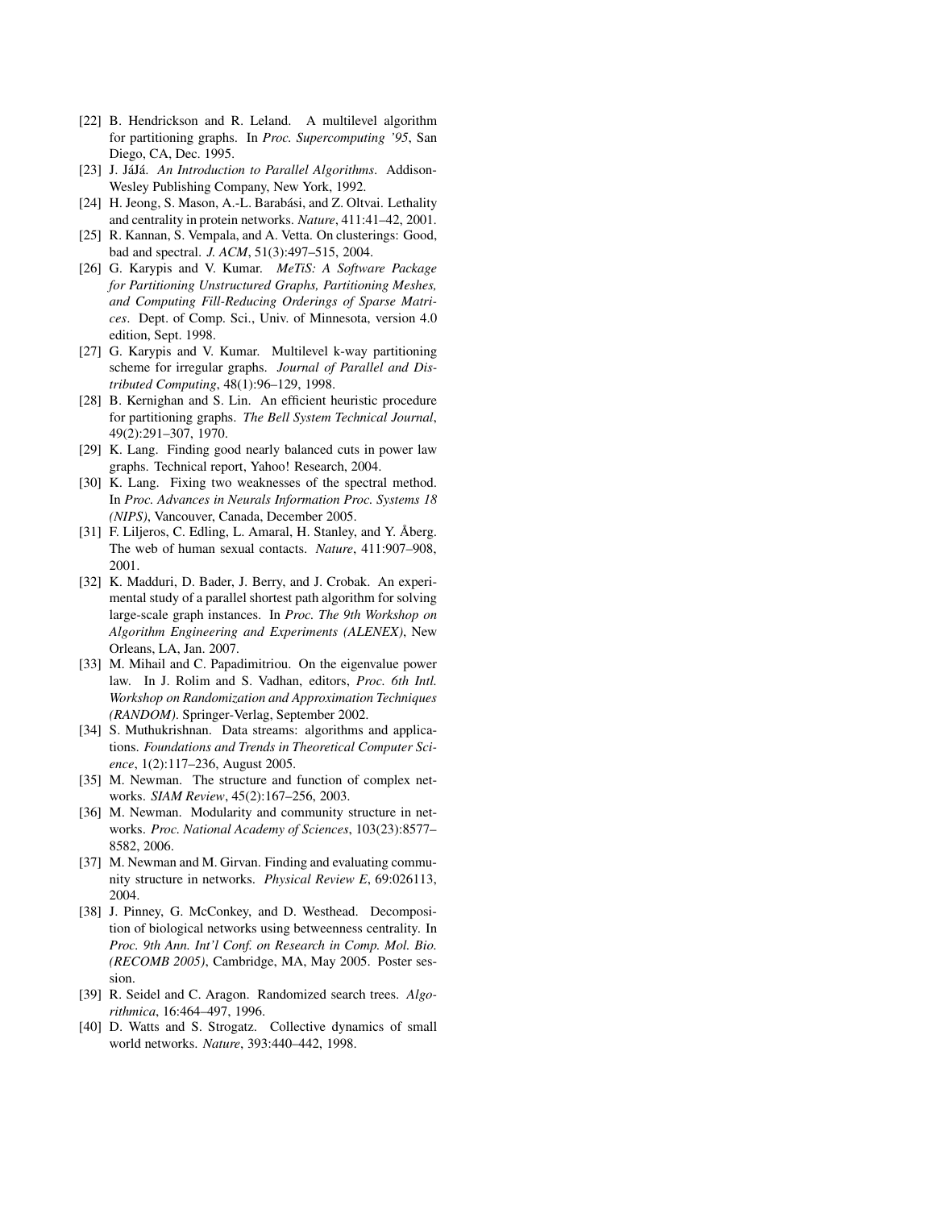[22] B. Hendrickson and R. Leland. A multilevel algorithm for partitioning graphs. In *Proc. Supercomputing '95*, San Diego, CA, Dec. 1995.

[23] J. JáJá. *An Introduction to Parallel Algorithms*. Addison-Wesley Publishing Company, New York, 1992.

[24] H. Jeong, S. Mason, A.-L. Barabási, and Z. Oltvai. Lethality and centrality in protein networks. *Nature*, 411:41–42, 2001.

[25] R. Kannan, S. Vempala, and A. Vetta. On clusterings: Good, bad and spectral. *J. ACM*, 51(3):497–515, 2004.

[26] G. Karypis and V. Kumar. *MeTiS: A Software Package for Partitioning Unstructured Graphs, Partitioning Meshes, and Computing Fill-Reducing Orderings of Sparse Matrices*. Dept. of Comp. Sci., Univ. of Minnesota, version 4.0 edition, Sept. 1998.

[27] G. Karypis and V. Kumar. Multilevel k-way partitioning scheme for irregular graphs. *Journal of Parallel and Distributed Computing*, 48(1):96–129, 1998.

[28] B. Kernighan and S. Lin. An efficient heuristic procedure for partitioning graphs. *The Bell System Technical Journal*, 49(2):291–307, 1970.

[29] K. Lang. Finding good nearly balanced cuts in power law graphs. Technical report, Yahoo! Research, 2004.

[30] K. Lang. Fixing two weaknesses of the spectral method. In *Proc. Advances in Neurals Information Proc. Systems 18 (NIPS)*, Vancouver, Canada, December 2005.

[31] F. Liljeros, C. Edling, L. Amaral, H. Stanley, and Y. Åberg. The web of human sexual contacts. *Nature*, 411:907–908, 2001.

[32] K. Madduri, D. Bader, J. Berry, and J. Crobak. An experimental study of a parallel shortest path algorithm for solving large-scale graph instances. In *Proc. The 9th Workshop on Algorithm Engineering and Experiments (ALENEX)*, New Orleans, LA, Jan. 2007.

[33] M. Mihail and C. Papadimitriou. On the eigenvalue power law. In J. Rolim and S. Vadhan, editors, *Proc. 6th Intl. Workshop on Randomization and Approximation Techniques (RANDOM)*. Springer-Verlag, September 2002.

[34] S. Muthukrishnan. Data streams: algorithms and applications. *Foundations and Trends in Theoretical Computer Science*, 1(2):117–236, August 2005.

[35] M. Newman. The structure and function of complex networks. *SIAM Review*, 45(2):167–256, 2003.

[36] M. Newman. Modularity and community structure in networks. *Proc. National Academy of Sciences*, 103(23):8577–8582, 2006.

[37] M. Newman and M. Girvan. Finding and evaluating community structure in networks. *Physical Review E*, 69:026113, 2004.

[38] J. Pinney, G. McConkey, and D. Westhead. Decomposition of biological networks using betweenness centrality. In *Proc. 9th Ann. Int'l Conf. on Research in Comp. Mol. Bio. (RECOMB 2005)*, Cambridge, MA, May 2005. Poster session.

[39] R. Seidel and C. Aragon. Randomized search trees. *Algorithmica*, 16:464–497, 1996.

[40] D. Watts and S. Strogatz. Collective dynamics of small world networks. *Nature*, 393:440–442, 1998.